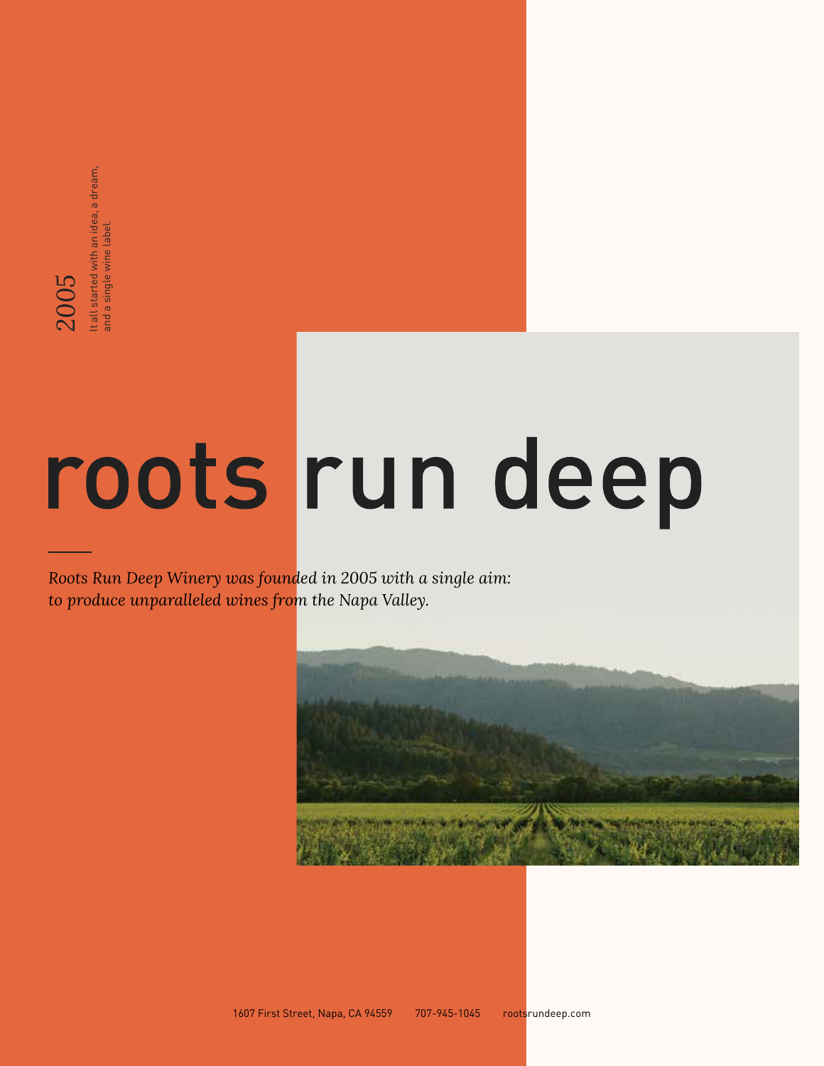2005

It all started with an idea, a dream, and a single wine label.

# roots run deep

*Roots Run Deep Winery was founded in 2005 with a single aim: to produce unparalleled wines from the Napa Valley.*

1607 First Street, Napa, CA 94559 707-945-1045 rootsrundeep.com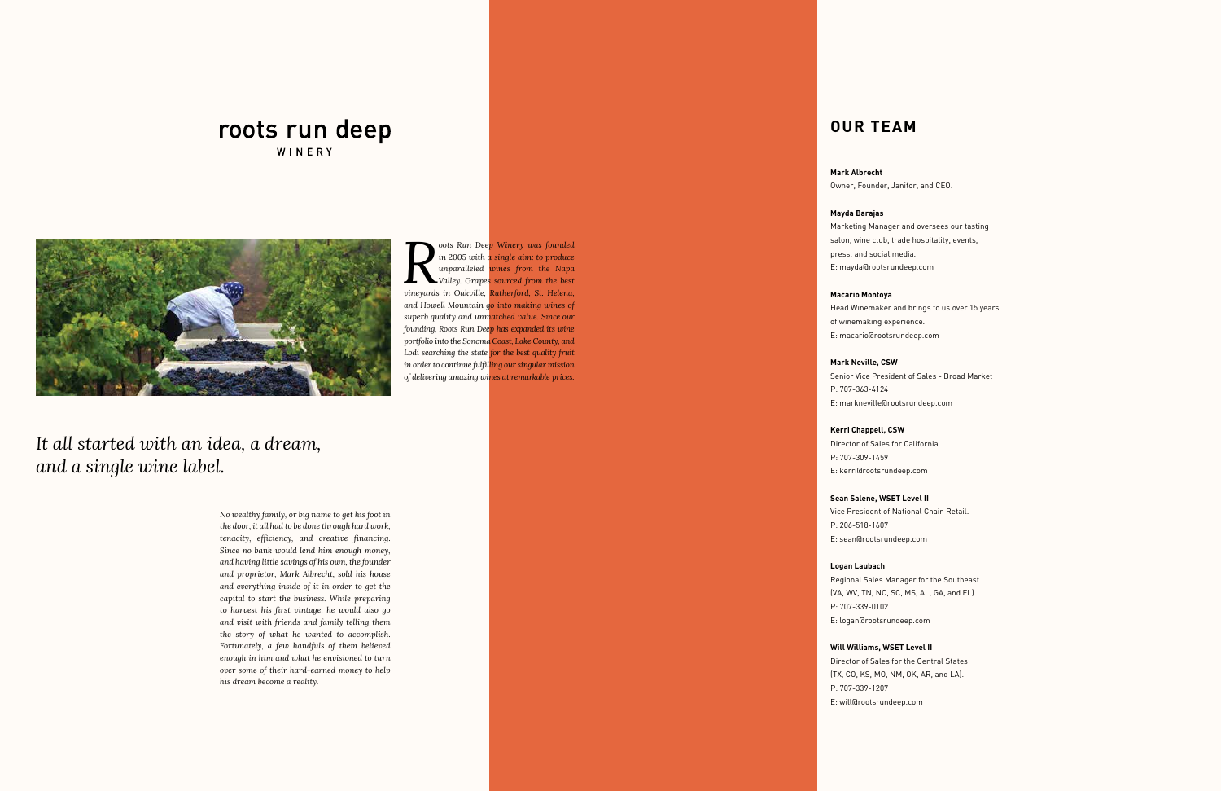# roots run deep

WINERY

*Roots Run Deep Winery was founded in 2005 with a single aim: to produce unparalleled wines from the Napa Valley. Grapes sourced from the best vineyards in Oakville, Rutherford, St. Helena, and Howell Mountain go into making wines of superb quality and unmatched value. Since our founding, Roots Run Deep has expanded its wine portfolio into the Sonoma Coast, Lake County, and Lodi searching the state for the best quality fruit in order to continue fulfilling our singular mission of delivering amazing wines at remarkable prices.*

## *It all started with an idea, a dream, and a single wine label.*

*No wealthy family, or big name to get his foot in the door, it all had to be done through hard work, tenacity, efficiency, and creative financing. Since no bank would lend him enough money, and having little savings of his own, the founder and proprietor, Mark Albrecht, sold his house and everything inside of it in order to get the capital to start the business. While preparing to harvest his first vintage, he would also go and visit with friends and family telling them the story of what he wanted to accomplish. Fortunately, a few handfuls of them believed enough in him and what he envisioned to turn over some of their hard-earned money to help his dream become a reality.*

## OUR TEAM

**Mark Albrecht**
Owner, Founder, Janitor, and CEO.

**Mayda Barajas**
Marketing Manager and oversees our tasting salon, wine club, trade hospitality, events, press, and social media.
E: mayda@rootsrundeep.com

**Macario Montoya**
Head Winemaker and brings to us over 15 years of winemaking experience.
E: macario@rootsrundeep.com

**Mark Neville, CSW**
Senior Vice President of Sales - Broad Market
P: 707-363-4124
E: markneville@rootsrundeep.com

**Kerri Chappell, CSW**
Director of Sales for California.
P: 707-309-1459
E: kerri@rootsrundeep.com

**Sean Salene, WSET Level II**
Vice President of National Chain Retail.
P: 206-518-1607
E: sean@rootsrundeep.com

**Logan Laubach**
Regional Sales Manager for the Southeast (VA, WV, TN, NC, SC, MS, AL, GA, and FL).
P: 707-339-0102
E: logan@rootsrundeep.com

**Will Williams, WSET Level II**
Director of Sales for the Central States (TX, CO, KS, MO, NM, OK, AR, and LA).
P: 707-339-1207
E: will@rootsrundeep.com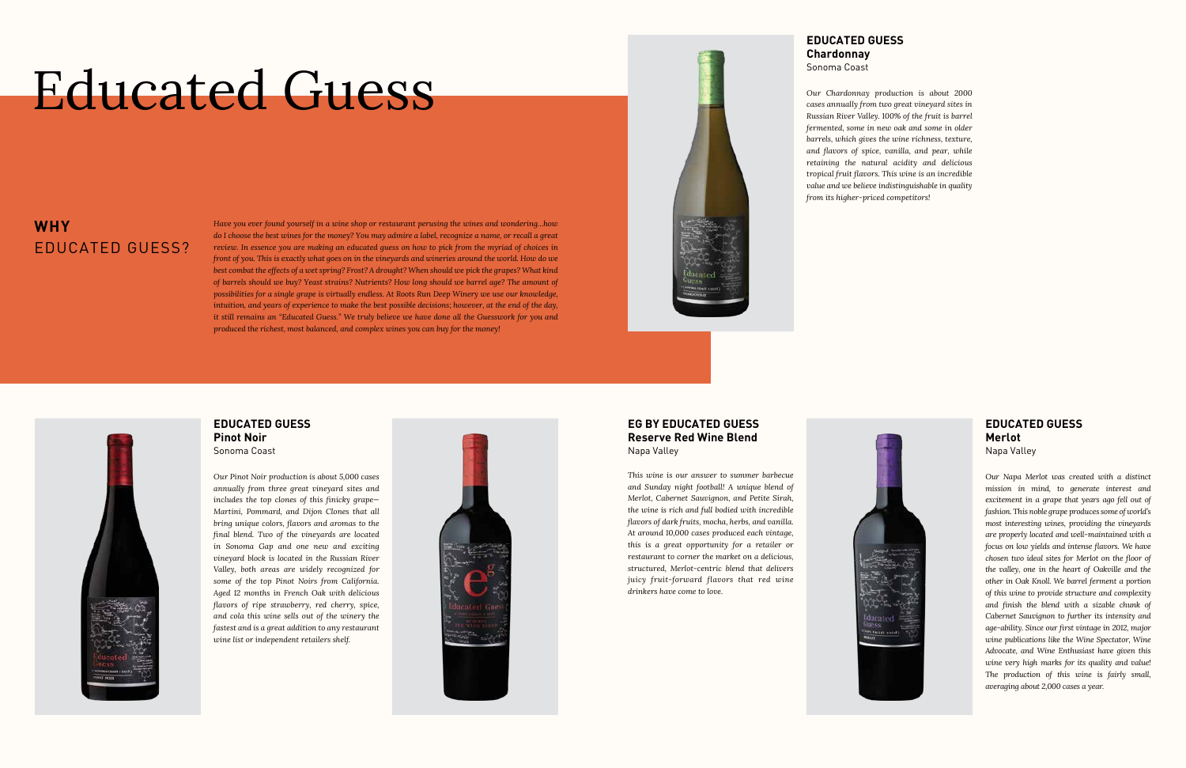# Educated Guess

## WHY EDUCATED GUESS?

*Have you ever found yourself in a wine shop or restaurant perusing the wines and wondering...how do I choose the best wines for the money? You may admire a label, recognize a name, or recall a great review. In essence you are making an educated guess on how to pick from the myriad of choices in front of you. This is exactly what goes on in the vineyards and wineries around the world. How do we best combat the effects of a wet spring? Frost? A drought? When should we pick the grapes? What kind of barrels should we buy? Yeast strains? Nutrients? How long should we barrel age? The amount of possibilities for a single grape is virtually endless. At Roots Run Deep Winery we use our knowledge, intuition, and years of experience to make the best possible decisions; however, at the end of the day, it still remains an "Educated Guess." We truly believe we have done all the Guesswork for you and produced the richest, most balanced, and complex wines you can buy for the money!*

### EDUCATED GUESS Chardonnay
Sonoma Coast

*Our Chardonnay production is about 2000 cases annually from two great vineyard sites in Russian River Valley. 100% of the fruit is barrel fermented, some in new oak and some in older barrels, which gives the wine richness, texture, and flavors of spice, vanilla, and pear, while retaining the natural acidity and delicious tropical fruit flavors. This wine is an incredible value and we believe indistinguishable in quality from its higher-priced competitors!*

### EDUCATED GUESS Pinot Noir
Sonoma Coast

*Our Pinot Noir production is about 5,000 cases annually from three great vineyard sites and includes the top clones of this finicky grape—Martini, Pommard, and Dijon Clones that all bring unique colors, flavors and aromas to the final blend. Two of the vineyards are located in Sonoma Gap and one new and exciting vineyard block is located in the Russian River Valley, both areas are widely recognized for some of the top Pinot Noirs from California. Aged 12 months in French Oak with delicious flavors of ripe strawberry, red cherry, spice, and cola this wine sells out of the winery the fastest and is a great addition to any restaurant wine list or independent retailers shelf.*

### EG BY EDUCATED GUESS Reserve Red Wine Blend
Napa Valley

*This wine is our answer to summer barbecue and Sunday night football! A unique blend of Merlot, Cabernet Sauvignon, and Petite Sirah, the wine is rich and full bodied with incredible flavors of dark fruits, mocha, herbs, and vanilla. At around 10,000 cases produced each vintage, this is a great opportunity for a retailer or restaurant to corner the market on a delicious, structured, Merlot-centric blend that delivers juicy fruit-forward flavors that red wine drinkers have come to love.*

### EDUCATED GUESS Merlot
Napa Valley

*Our Napa Merlot was created with a distinct mission in mind, to generate interest and excitement in a grape that years ago fell out of fashion. This noble grape produces some of world's most interesting wines, providing the vineyards are properly located and well-maintained with a focus on low yields and intense flavors. We have chosen two ideal sites for Merlot on the floor of the valley, one in the heart of Oakville and the other in Oak Knoll. We barrel ferment a portion of this wine to provide structure and complexity and finish the blend with a sizable chunk of Cabernet Sauvignon to further its intensity and age-ability. Since our first vintage in 2012, major wine publications like the Wine Spectator, Wine Advocate, and Wine Enthusiast have given this wine very high marks for its quality and value! The production of this wine is fairly small, averaging about 2,000 cases a year.*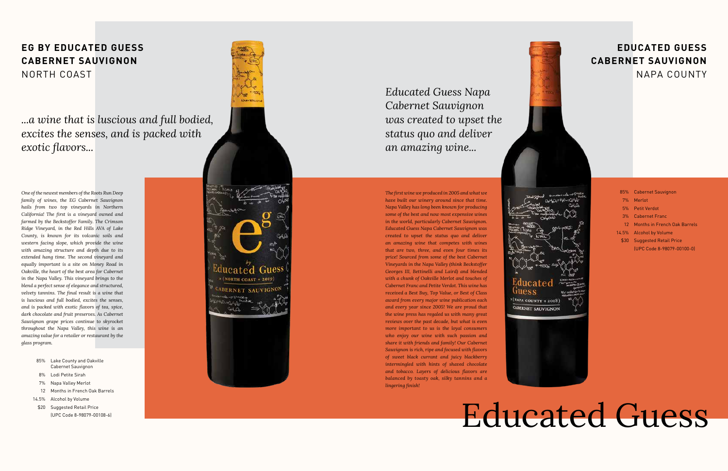## EG BY EDUCATED GUESS CABERNET SAUVIGNON

NORTH COAST

*...a wine that is luscious and full bodied, excites the senses, and is packed with exotic flavors...*

*One of the newest members of the Roots Run Deep family of wines, the EG Cabernet Sauvignon hails from two top vineyards in Northern California! The first is a vineyard owned and farmed by the Beckstoffer Family. The Crimson Ridge Vineyard, in the Red Hills AVA of Lake County, is known for its volcanic soils and western facing slope, which provide the wine with amazing structure and depth due to its extended hang time. The second vineyard and equally important is a site on Money Road in Oakville, the heart of the best area for Cabernet in the Napa Valley. This vineyard brings to the blend a perfect sense of elegance and structured, velvety tannins. The final result is a wine that is luscious and full bodied, excites the senses, and is packed with exotic flavors of tea, spice, dark chocolate and fruit preserves. As Cabernet Sauvignon grape prices continue to skyrocket throughout the Napa Valley, this wine is an amazing value for a retailer or restaurant by the glass program.*

| | |
|---|---|
| 85% | Lake County and Oakville Cabernet Sauvignon |
| 8% | Lodi Petite Sirah |
| 7% | Napa Valley Merlot |
| 12 | Months in French Oak Barrels |
| 14.5% | Alcohol by Volume |
| $20 | Suggested Retail Price (UPC Code 8-98079-00108-6) |

## EDUCATED GUESS CABERNET SAUVIGNON

NAPA COUNTY

*Educated Guess Napa Cabernet Sauvignon was created to upset the status quo and deliver an amazing wine...*

*The first wine we produced in 2005 and what we have built our winery around since that time. Napa Valley has long been known for producing some of the best and now most expensive wines in the world, particularly Cabernet Sauvignon. Educated Guess Napa Cabernet Sauvignon was created to upset the status quo and deliver an amazing wine that competes with wines that are two, three, and even four times its price! Sourced from some of the best Cabernet Vineyards in the Napa Valley (think Beckstoffer Georges III, Bettinelli and Laird) and blended with a chunk of Oakville Merlot and touches of Cabernet Franc and Petite Verdot. This wine has received a Best Buy, Top Value, or Best of Class award from every major wine publication each and every year since 2005! We are proud that the wine press has regaled us with many great reviews over the past decade, but what is even more important to us is the loyal consumers who enjoy our wine with such passion and share it with friends and family! Our Cabernet Sauvignon is rich, ripe and focused with flavors of sweet black currant and juicy blackberry intermingled with hints of shaved chocolate and tobacco. Layers of delicious flavors are balanced by toasty oak, silky tannins and a lingering finish!*

| | |
|---|---|
| 85% | Cabernet Sauvignon |
| 7% | Merlot |
| 5% | Petit Verdot |
| 3% | Cabernet Franc |
| 12 | Months in French Oak Barrels |
| 14.5% | Alcohol by Volume |
| $30 | Suggested Retail Price (UPC Code 8-98079-00100-0) |

# Educated Guess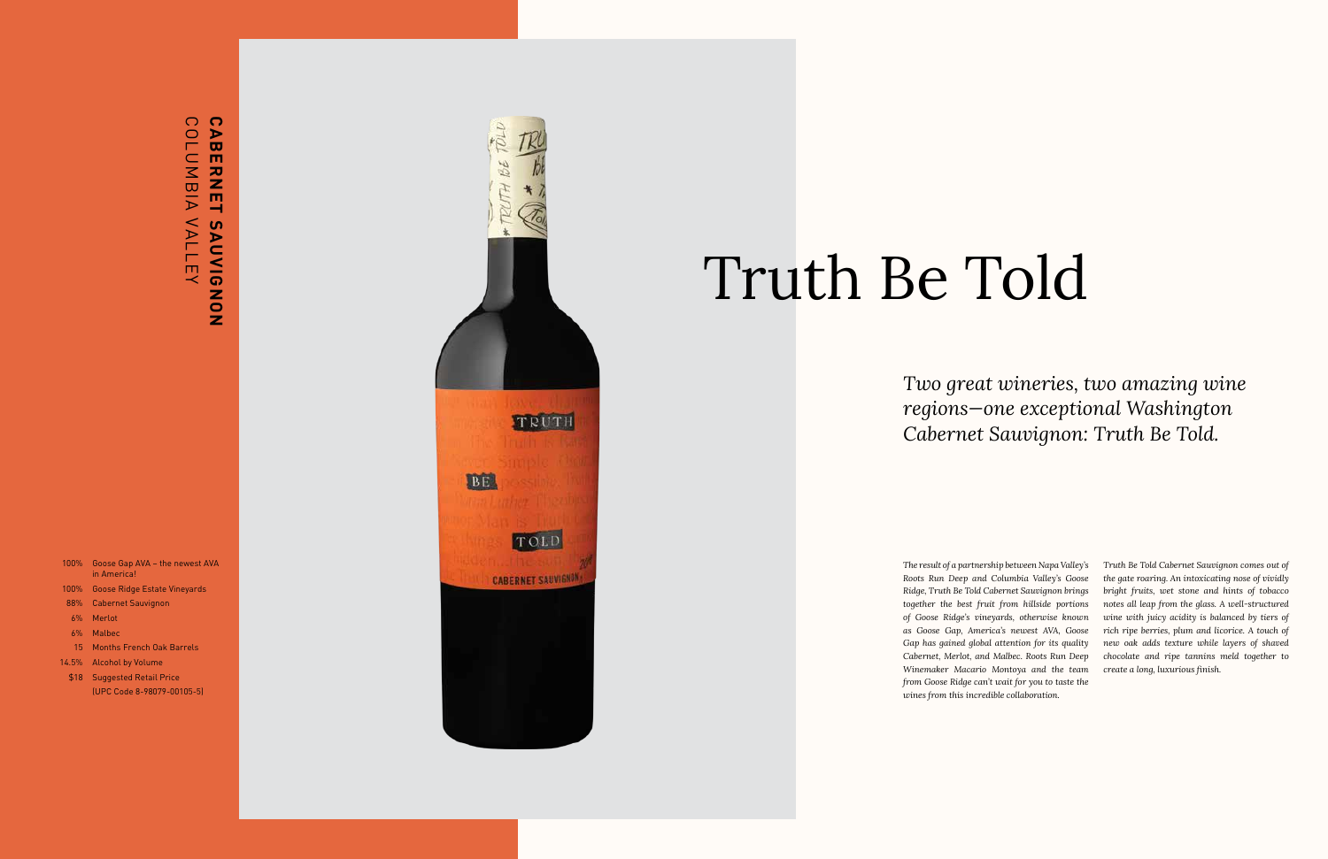**CABERNET SAUVIGNON**
COLUMBIA VALLEY

| | |
|---|---|
| 100% | Goose Gap AVA – the newest AVA in America! |
| 100% | Goose Ridge Estate Vineyards |
| 88% | Cabernet Sauvignon |
| 6% | Merlot |
| 6% | Malbec |
| 15 | Months French Oak Barrels |
| 14.5% | Alcohol by Volume |
| $18 | Suggested Retail Price (UPC Code 8-98079-00105-5) |

# Truth Be Told

*Two great wineries, two amazing wine regions—one exceptional Washington Cabernet Sauvignon: Truth Be Told.*

*The result of a partnership between Napa Valley's Roots Run Deep and Columbia Valley's Goose Ridge, Truth Be Told Cabernet Sauvignon brings together the best fruit from hillside portions of Goose Ridge's vineyards, otherwise known as Goose Gap, America's newest AVA, Goose Gap has gained global attention for its quality Cabernet, Merlot, and Malbec. Roots Run Deep Winemaker Macario Montoya and the team from Goose Ridge can't wait for you to taste the wines from this incredible collaboration.*

*Truth Be Told Cabernet Sauvignon comes out of the gate roaring. An intoxicating nose of vividly bright fruits, wet stone and hints of tobacco notes all leap from the glass. A well-structured wine with juicy acidity is balanced by tiers of rich ripe berries, plum and licorice. A touch of new oak adds texture while layers of shaved chocolate and ripe tannins meld together to create a long, luxurious finish.*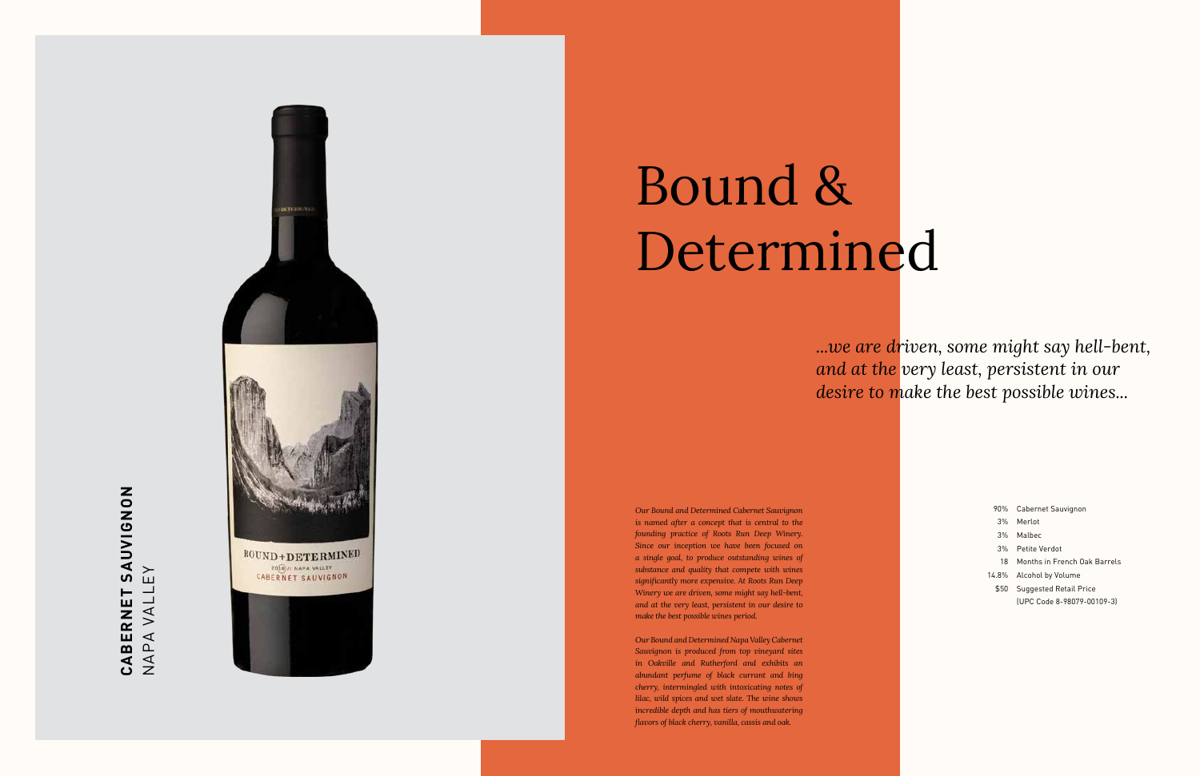**CABERNET SAUVIGNON**
NAPA VALLEY

# Bound & Determined

*...we are driven, some might say hell-bent, and at the very least, persistent in our desire to make the best possible wines...*

*Our Bound and Determined Cabernet Sauvignon is named after a concept that is central to the founding practice of Roots Run Deep Winery. Since our inception we have been focused on a single goal, to produce outstanding wines of substance and quality that compete with wines significantly more expensive. At Roots Run Deep Winery we are driven, some might say hell-bent, and at the very least, persistent in our desire to make the best possible wines period.*

*Our Bound and Determined Napa Valley Cabernet Sauvignon is produced from top vineyard sites in Oakville and Rutherford and exhibits an abundant perfume of black currant and bing cherry, intermingled with intoxicating notes of lilac, wild spices and wet slate. The wine shows incredible depth and has tiers of mouthwatering flavors of black cherry, vanilla, cassis and oak.*

| | |
|---|---|
| 90% | Cabernet Sauvignon |
| 3% | Merlot |
| 3% | Malbec |
| 3% | Petite Verdot |
| 18 | Months in French Oak Barrels |
| 14.8% | Alcohol by Volume |
| $50 | Suggested Retail Price (UPC Code 8-98079-00109-3) |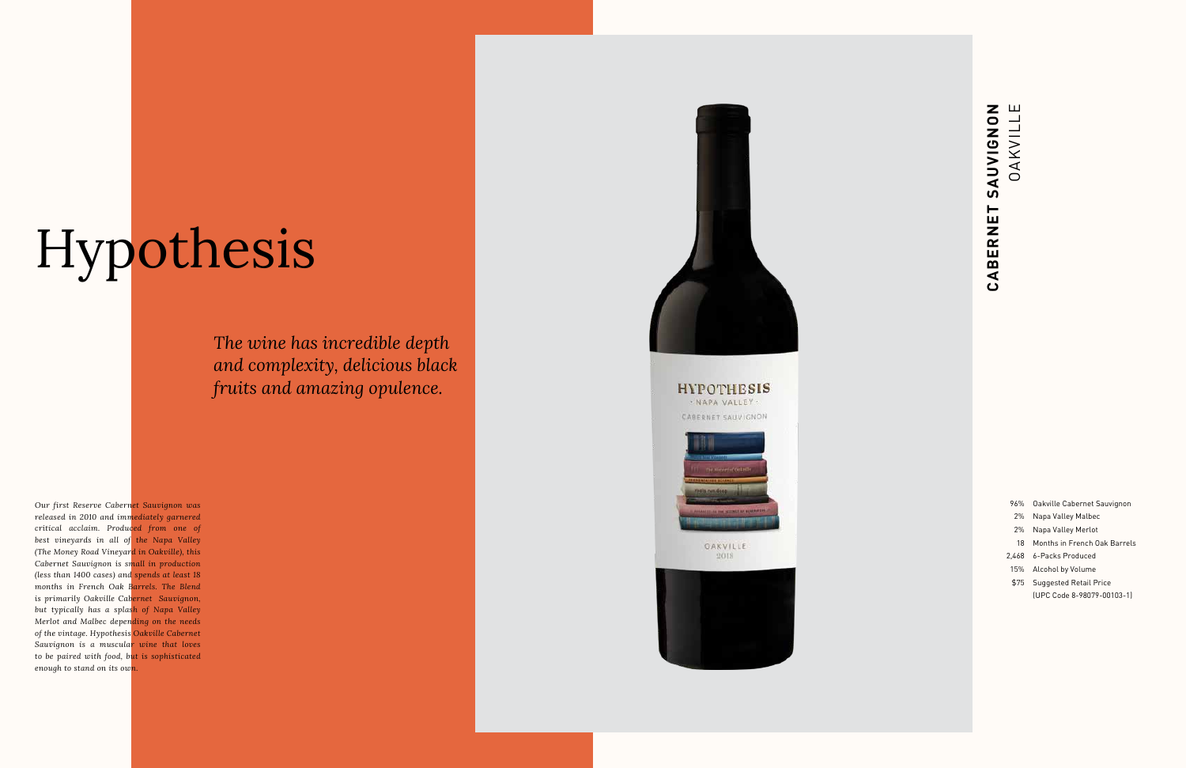# Hypothesis

*The wine has incredible depth and complexity, delicious black fruits and amazing opulence.*

*Our first Reserve Cabernet Sauvignon was released in 2010 and immediately garnered critical acclaim. Produced from one of best vineyards in all of the Napa Valley (The Money Road Vineyard in Oakville), this Cabernet Sauvignon is small in production (less than 1400 cases) and spends at least 18 months in French Oak Barrels. The Blend is primarily Oakville Cabernet Sauvignon, but typically has a splash of Napa Valley Merlot and Malbec depending on the needs of the vintage. Hypothesis Oakville Cabernet Sauvignon is a muscular wine that loves to be paired with food, but is sophisticated enough to stand on its own.*

## **CABERNET SAUVIGNON** OAKVILLE

| | |
|---|---|
| 96% | Oakville Cabernet Sauvignon |
| 2% | Napa Valley Malbec |
| 2% | Napa Valley Merlot |
| 18 | Months in French Oak Barrels |
| 2,468 | 6-Packs Produced |
| 15% | Alcohol by Volume |
| $75 | Suggested Retail Price (UPC Code 8-98079-00103-1) |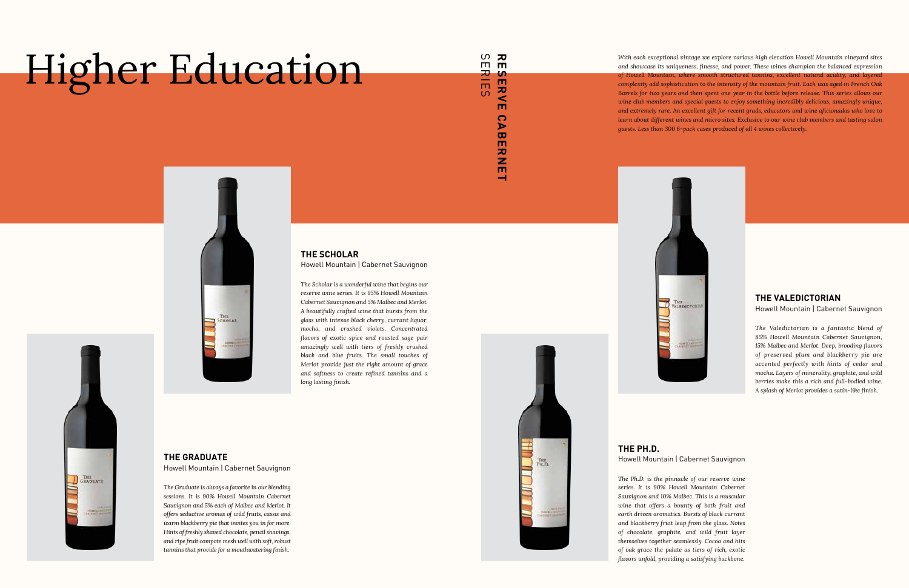# Higher Education

## RESERVE CABERNET SERIES

*With each exceptional vintage we explore various high elevation Howell Mountain vineyard sites and showcase its uniqueness, finesse, and power. These wines champion the balanced expression of Howell Mountain, where smooth structured tannins, excellent natural acidity, and layered complexity add sophistication to the intensity of the mountain fruit. Each was aged in French Oak Barrels for two years and then spent one year in the bottle before release. This series allows our wine club members and special guests to enjoy something incredibly delicious, amazingly unique, and extremely rare. An excellent gift for recent grads, educators and wine aficionados who love to learn about different wines and micro sites. Exclusive to our wine club members and tasting salon guests. Less than 300 6-pack cases produced of all 4 wines collectively.*

### THE SCHOLAR

Howell Mountain | Cabernet Sauvignon

*The Scholar is a wonderful wine that begins our reserve wine series. It is 95% Howell Mountain Cabernet Sauvignon and 5% Malbec and Merlot. A beautifully crafted wine that bursts from the glass with intense black cherry, currant liquor, mocha, and crushed violets. Concentrated flavors of exotic spice and roasted sage pair amazingly well with tiers of freshly crushed black and blue fruits. The small touches of Merlot provide just the right amount of grace and softness to create refined tannins and a long lasting finish.*

### THE GRADUATE

Howell Mountain | Cabernet Sauvignon

*The Graduate is always a favorite in our blending sessions. It is 90% Howell Mountain Cabernet Sauvignon and 5% each of Malbec and Merlot. It offers seductive aromas of wild fruits, cassis and warm blackberry pie that invites you in for more. Hints of freshly shaved chocolate, pencil shavings, and ripe fruit compote mesh well with soft, robust tannins that provide for a mouthwatering finish.*

### THE VALEDICTORIAN

Howell Mountain | Cabernet Sauvignon

*The Valedictorian is a fantastic blend of 85% Howell Mountain Cabernet Sauvignon, 15% Malbec and Merlot. Deep, brooding flavors of preserved plum and blackberry pie are accented perfectly with hints of cedar and mocha. Layers of minerality, graphite, and wild berries make this a rich and full-bodied wine. A splash of Merlot provides a satin-like finish.*

### THE PH.D.

Howell Mountain | Cabernet Sauvignon

*The Ph.D. is the pinnacle of our reserve wine series. It is 90% Howell Mountain Cabernet Sauvignon and 10% Malbec. This is a muscular wine that offers a bounty of both fruit and earth driven aromatics. Bursts of black currant and blackberry fruit leap from the glass. Notes of chocolate, graphite, and wild fruit layer themselves together seamlessly. Cocoa and hits of oak grace the palate as tiers of rich, exotic flavors unfold, providing a satisfying backbone.*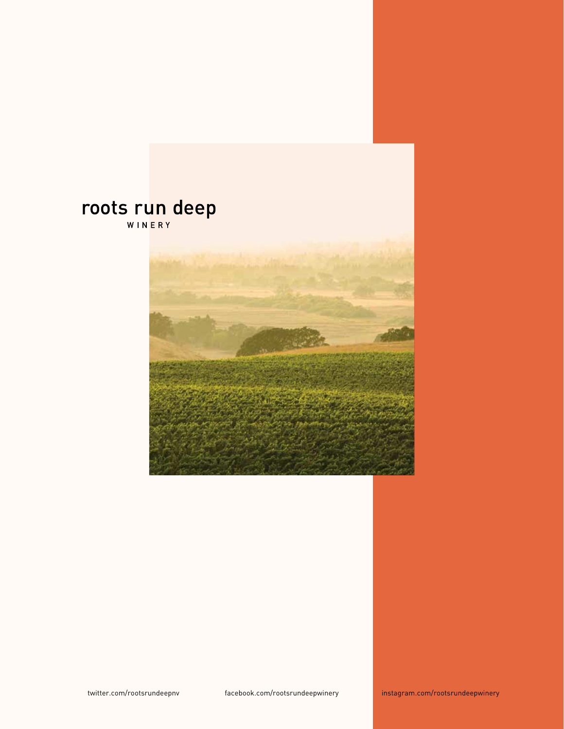# roots run deep
WINERY

twitter.com/rootsrundeepnv

facebook.com/rootsrundeepwinery

instagram.com/rootsrundeepwinery